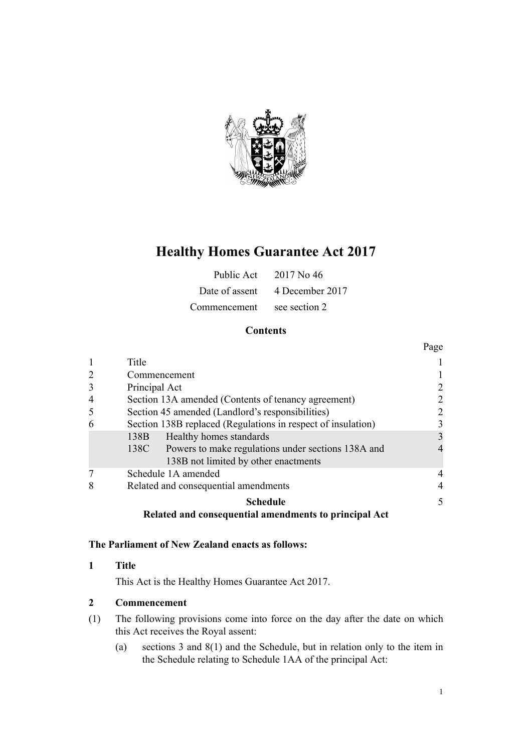# Healthy Homes Guarantee Act 2017

| | |
|---|---|
| Public Act | 2017 No 46 |
| Date of assent | 4 December 2017 |
| Commencement | see section 2 |

## Contents

| | | | Page |
|---|---|---|---|
| 1 | Title | | 1 |
| 2 | Commencement | | 1 |
| 3 | Principal Act | | 2 |
| 4 | Section 13A amended (Contents of tenancy agreement) | | 2 |
| 5 | Section 45 amended (Landlord's responsibilities) | | 2 |
| 6 | Section 138B replaced (Regulations in respect of insulation) | | 3 |
| | 138B | Healthy homes standards | 3 |
| | 138C | Powers to make regulations under sections 138A and 138B not limited by other enactments | 4 |
| 7 | Schedule 1A amended | | 4 |
| 8 | Related and consequential amendments | | 4 |
| | **Schedule** **Related and consequential amendments to principal Act** | | 5 |

**The Parliament of New Zealand enacts as follows:**

### 1 Title

This Act is the Healthy Homes Guarantee Act 2017.

### 2 Commencement

(1) The following provisions come into force on the day after the date on which this Act receives the Royal assent:

(a) sections 3 and 8(1) and the Schedule, but in relation only to the item in the Schedule relating to Schedule 1AA of the principal Act: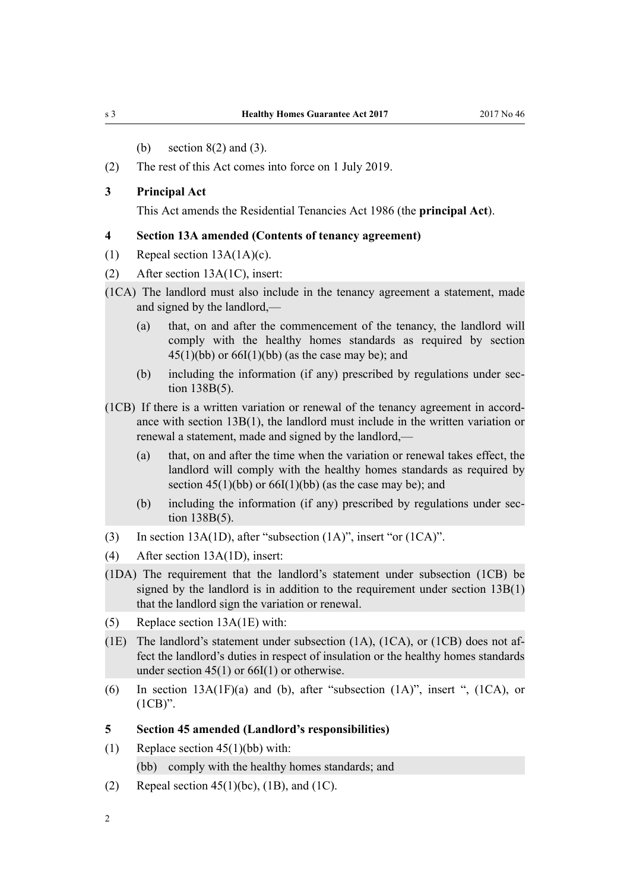(b) section 8(2) and (3).

(2) The rest of this Act comes into force on 1 July 2019.

### 3 Principal Act

This Act amends the Residential Tenancies Act 1986 (the **principal Act**).

### 4 Section 13A amended (Contents of tenancy agreement)

(1) Repeal section 13A(1A)(c).

(2) After section 13A(1C), insert:

(1CA) The landlord must also include in the tenancy agreement a statement, made and signed by the landlord,—

(a) that, on and after the commencement of the tenancy, the landlord will comply with the healthy homes standards as required by section 45(1)(bb) or 66I(1)(bb) (as the case may be); and

(b) including the information (if any) prescribed by regulations under section 138B(5).

(1CB) If there is a written variation or renewal of the tenancy agreement in accordance with section 13B(1), the landlord must include in the written variation or renewal a statement, made and signed by the landlord,—

(a) that, on and after the time when the variation or renewal takes effect, the landlord will comply with the healthy homes standards as required by section 45(1)(bb) or 66I(1)(bb) (as the case may be); and

(b) including the information (if any) prescribed by regulations under section 138B(5).

(3) In section 13A(1D), after "subsection (1A)", insert "or (1CA)".

(4) After section 13A(1D), insert:

(1DA) The requirement that the landlord's statement under subsection (1CB) be signed by the landlord is in addition to the requirement under section 13B(1) that the landlord sign the variation or renewal.

(5) Replace section 13A(1E) with:

(1E) The landlord's statement under subsection (1A), (1CA), or (1CB) does not affect the landlord's duties in respect of insulation or the healthy homes standards under section 45(1) or 66I(1) or otherwise.

(6) In section 13A(1F)(a) and (b), after "subsection (1A)", insert ", (1CA), or (1CB)".

### 5 Section 45 amended (Landlord's responsibilities)

(1) Replace section 45(1)(bb) with:

(bb) comply with the healthy homes standards; and

(2) Repeal section 45(1)(bc), (1B), and (1C).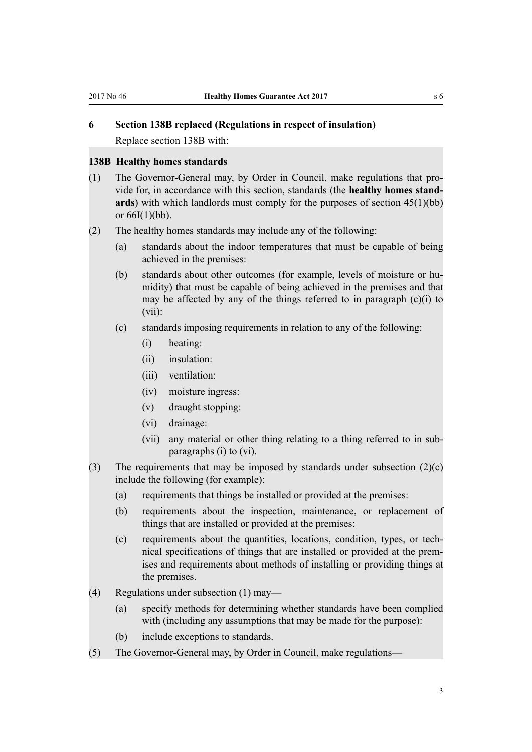## 6 Section 138B replaced (Regulations in respect of insulation)

Replace section 138B with:

### 138B Healthy homes standards

(1) The Governor-General may, by Order in Council, make regulations that provide for, in accordance with this section, standards (the **healthy homes standards**) with which landlords must comply for the purposes of section 45(1)(bb) or 66I(1)(bb).

(2) The healthy homes standards may include any of the following:

- (a) standards about the indoor temperatures that must be capable of being achieved in the premises:
- (b) standards about other outcomes (for example, levels of moisture or humidity) that must be capable of being achieved in the premises and that may be affected by any of the things referred to in paragraph (c)(i) to (vii):
- (c) standards imposing requirements in relation to any of the following:
  - (i) heating:
  - (ii) insulation:
  - (iii) ventilation:
  - (iv) moisture ingress:
  - (v) draught stopping:
  - (vi) drainage:
  - (vii) any material or other thing relating to a thing referred to in subparagraphs (i) to (vi).

(3) The requirements that may be imposed by standards under subsection (2)(c) include the following (for example):

- (a) requirements that things be installed or provided at the premises:
- (b) requirements about the inspection, maintenance, or replacement of things that are installed or provided at the premises:
- (c) requirements about the quantities, locations, condition, types, or technical specifications of things that are installed or provided at the premises and requirements about methods of installing or providing things at the premises.

(4) Regulations under subsection (1) may—

- (a) specify methods for determining whether standards have been complied with (including any assumptions that may be made for the purpose):
- (b) include exceptions to standards.

(5) The Governor-General may, by Order in Council, make regulations—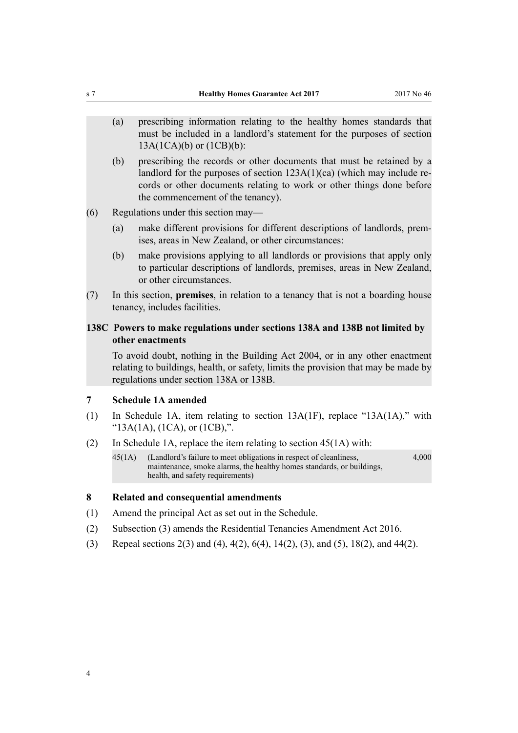(a) prescribing information relating to the healthy homes standards that must be included in a landlord's statement for the purposes of section 13A(1CA)(b) or (1CB)(b):

(b) prescribing the records or other documents that must be retained by a landlord for the purposes of section 123A(1)(ca) (which may include records or other documents relating to work or other things done before the commencement of the tenancy).

(6) Regulations under this section may—

(a) make different provisions for different descriptions of landlords, premises, areas in New Zealand, or other circumstances:

(b) make provisions applying to all landlords or provisions that apply only to particular descriptions of landlords, premises, areas in New Zealand, or other circumstances.

(7) In this section, **premises**, in relation to a tenancy that is not a boarding house tenancy, includes facilities.

### 138C Powers to make regulations under sections 138A and 138B not limited by other enactments

To avoid doubt, nothing in the Building Act 2004, or in any other enactment relating to buildings, health, or safety, limits the provision that may be made by regulations under section 138A or 138B.

### 7 Schedule 1A amended

(1) In Schedule 1A, item relating to section 13A(1F), replace "13A(1A)," with "13A(1A), (1CA), or (1CB),".

(2) In Schedule 1A, replace the item relating to section 45(1A) with:

| | | |
|---|---|---|
| 45(1A) | (Landlord's failure to meet obligations in respect of cleanliness, maintenance, smoke alarms, the healthy homes standards, or buildings, health, and safety requirements) | 4,000 |

### 8 Related and consequential amendments

(1) Amend the principal Act as set out in the Schedule.

(2) Subsection (3) amends the Residential Tenancies Amendment Act 2016.

(3) Repeal sections 2(3) and (4), 4(2), 6(4), 14(2), (3), and (5), 18(2), and 44(2).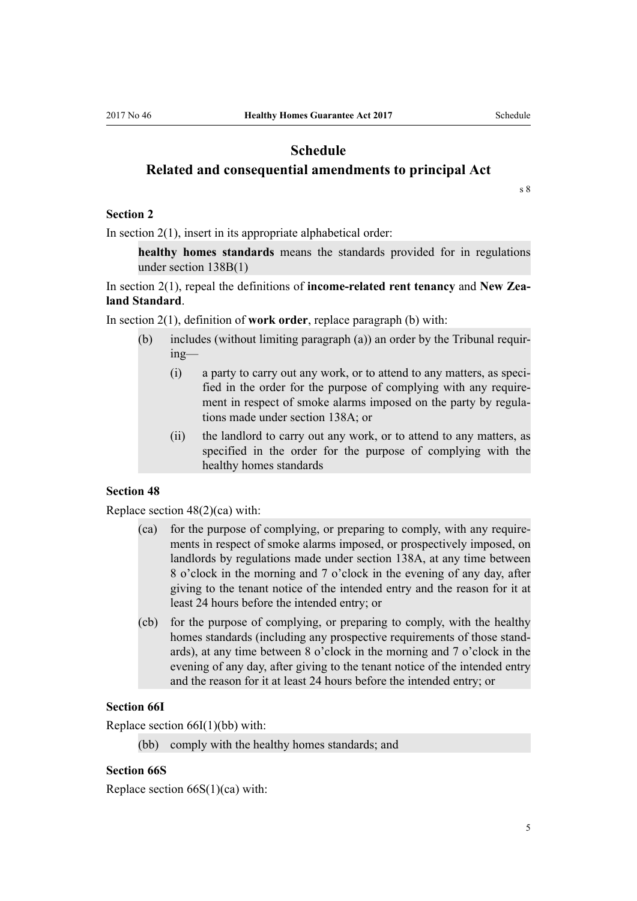# Schedule

## Related and consequential amendments to principal Act

s 8

### Section 2

In section 2(1), insert in its appropriate alphabetical order:

> **healthy homes standards** means the standards provided for in regulations under section 138B(1)

In section 2(1), repeal the definitions of **income-related rent tenancy** and **New Zealand Standard**.

In section 2(1), definition of **work order**, replace paragraph (b) with:

> (b) includes (without limiting paragraph (a)) an order by the Tribunal requiring—
>
> (i) a party to carry out any work, or to attend to any matters, as specified in the order for the purpose of complying with any requirement in respect of smoke alarms imposed on the party by regulations made under section 138A; or
>
> (ii) the landlord to carry out any work, or to attend to any matters, as specified in the order for the purpose of complying with the healthy homes standards

### Section 48

Replace section 48(2)(ca) with:

> (ca) for the purpose of complying, or preparing to comply, with any requirements in respect of smoke alarms imposed, or prospectively imposed, on landlords by regulations made under section 138A, at any time between 8 o'clock in the morning and 7 o'clock in the evening of any day, after giving to the tenant notice of the intended entry and the reason for it at least 24 hours before the intended entry; or
>
> (cb) for the purpose of complying, or preparing to comply, with the healthy homes standards (including any prospective requirements of those standards), at any time between 8 o'clock in the morning and 7 o'clock in the evening of any day, after giving to the tenant notice of the intended entry and the reason for it at least 24 hours before the intended entry; or

### Section 66I

Replace section 66I(1)(bb) with:

> (bb) comply with the healthy homes standards; and

### Section 66S

Replace section 66S(1)(ca) with: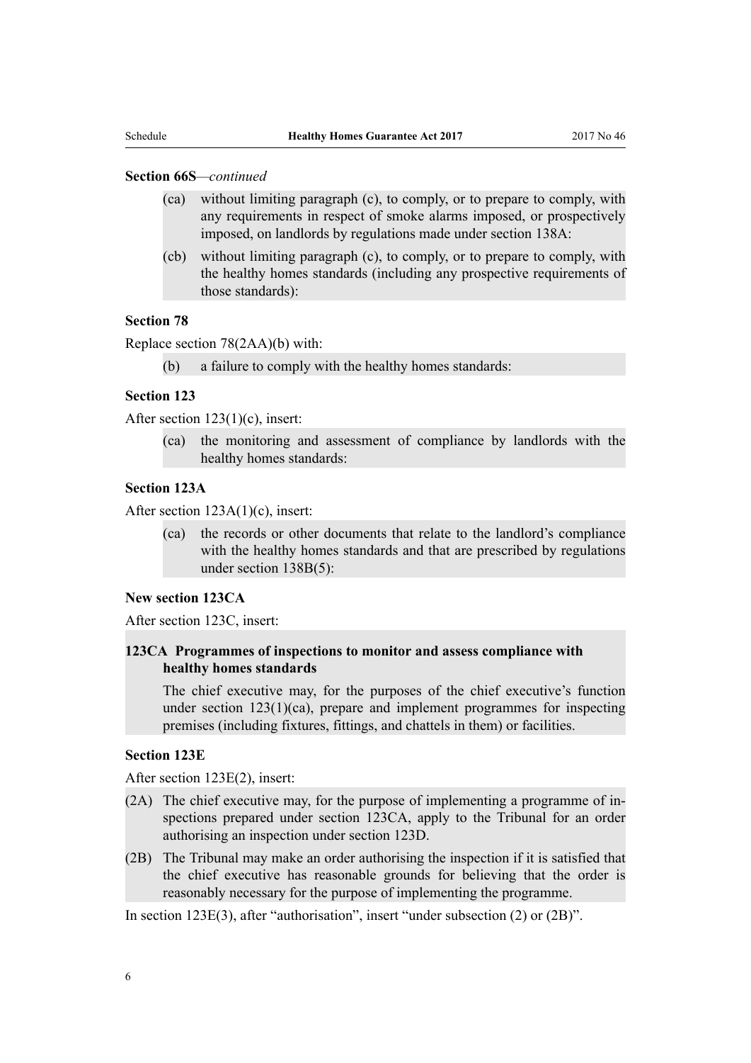**Section 66S**—*continued*

(ca) without limiting paragraph (c), to comply, or to prepare to comply, with any requirements in respect of smoke alarms imposed, or prospectively imposed, on landlords by regulations made under section 138A:

(cb) without limiting paragraph (c), to comply, or to prepare to comply, with the healthy homes standards (including any prospective requirements of those standards):

**Section 78**

Replace section 78(2AA)(b) with:

(b) a failure to comply with the healthy homes standards:

**Section 123**

After section 123(1)(c), insert:

(ca) the monitoring and assessment of compliance by landlords with the healthy homes standards:

**Section 123A**

After section 123A(1)(c), insert:

(ca) the records or other documents that relate to the landlord's compliance with the healthy homes standards and that are prescribed by regulations under section 138B(5):

**New section 123CA**

After section 123C, insert:

**123CA Programmes of inspections to monitor and assess compliance with healthy homes standards**

The chief executive may, for the purposes of the chief executive's function under section 123(1)(ca), prepare and implement programmes for inspecting premises (including fixtures, fittings, and chattels in them) or facilities.

**Section 123E**

After section 123E(2), insert:

(2A) The chief executive may, for the purpose of implementing a programme of inspections prepared under section 123CA, apply to the Tribunal for an order authorising an inspection under section 123D.

(2B) The Tribunal may make an order authorising the inspection if it is satisfied that the chief executive has reasonable grounds for believing that the order is reasonably necessary for the purpose of implementing the programme.

In section 123E(3), after "authorisation", insert "under subsection (2) or (2B)".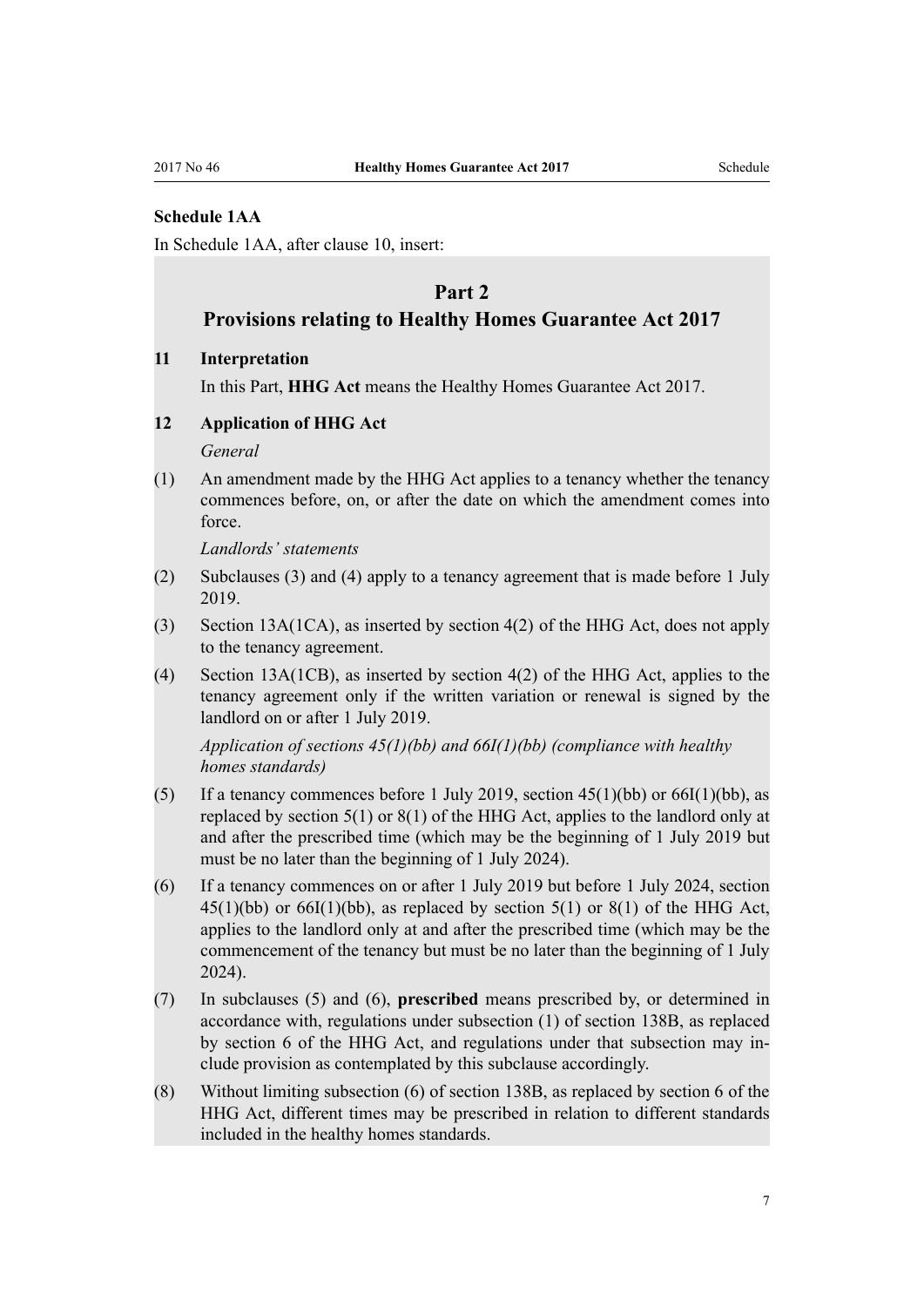### Schedule 1AA

In Schedule 1AA, after clause 10, insert:

## Part 2
## Provisions relating to Healthy Homes Guarantee Act 2017

**11 Interpretation**

In this Part, **HHG Act** means the Healthy Homes Guarantee Act 2017.

**12 Application of HHG Act**

*General*

(1) An amendment made by the HHG Act applies to a tenancy whether the tenancy commences before, on, or after the date on which the amendment comes into force.

*Landlords' statements*

(2) Subclauses (3) and (4) apply to a tenancy agreement that is made before 1 July 2019.

(3) Section 13A(1CA), as inserted by section 4(2) of the HHG Act, does not apply to the tenancy agreement.

(4) Section 13A(1CB), as inserted by section 4(2) of the HHG Act, applies to the tenancy agreement only if the written variation or renewal is signed by the landlord on or after 1 July 2019.

*Application of sections 45(1)(bb) and 66I(1)(bb) (compliance with healthy homes standards)*

(5) If a tenancy commences before 1 July 2019, section 45(1)(bb) or 66I(1)(bb), as replaced by section 5(1) or 8(1) of the HHG Act, applies to the landlord only at and after the prescribed time (which may be the beginning of 1 July 2019 but must be no later than the beginning of 1 July 2024).

(6) If a tenancy commences on or after 1 July 2019 but before 1 July 2024, section 45(1)(bb) or 66I(1)(bb), as replaced by section 5(1) or 8(1) of the HHG Act, applies to the landlord only at and after the prescribed time (which may be the commencement of the tenancy but must be no later than the beginning of 1 July 2024).

(7) In subclauses (5) and (6), **prescribed** means prescribed by, or determined in accordance with, regulations under subsection (1) of section 138B, as replaced by section 6 of the HHG Act, and regulations under that subsection may include provision as contemplated by this subclause accordingly.

(8) Without limiting subsection (6) of section 138B, as replaced by section 6 of the HHG Act, different times may be prescribed in relation to different standards included in the healthy homes standards.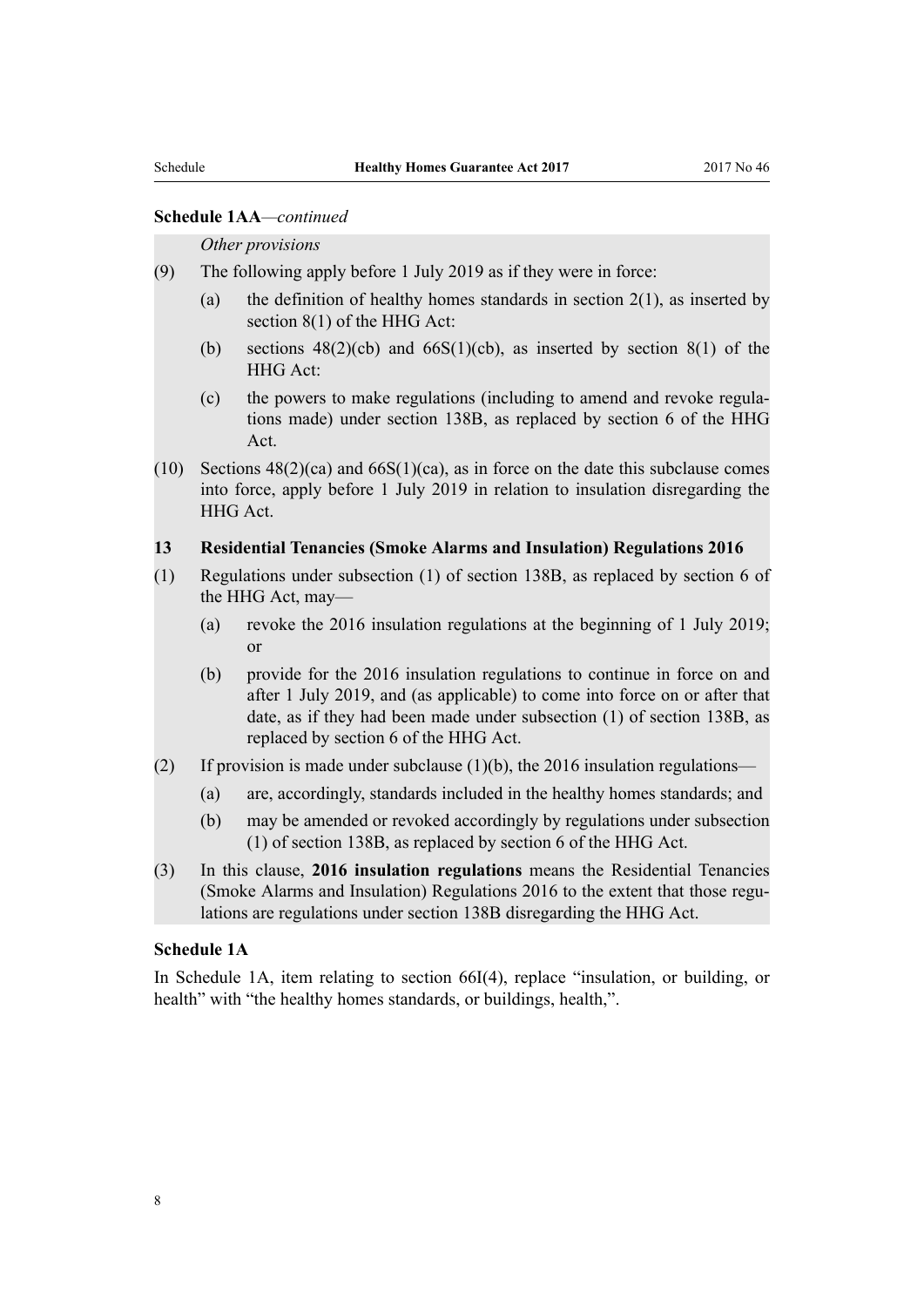**Schedule 1AA**—*continued*

*Other provisions*

(9) The following apply before 1 July 2019 as if they were in force:

(a) the definition of healthy homes standards in section 2(1), as inserted by section 8(1) of the HHG Act:

(b) sections 48(2)(cb) and 66S(1)(cb), as inserted by section 8(1) of the HHG Act:

(c) the powers to make regulations (including to amend and revoke regulations made) under section 138B, as replaced by section 6 of the HHG Act.

(10) Sections 48(2)(ca) and 66S(1)(ca), as in force on the date this subclause comes into force, apply before 1 July 2019 in relation to insulation disregarding the HHG Act.

**13 Residential Tenancies (Smoke Alarms and Insulation) Regulations 2016**

(1) Regulations under subsection (1) of section 138B, as replaced by section 6 of the HHG Act, may—

(a) revoke the 2016 insulation regulations at the beginning of 1 July 2019; or

(b) provide for the 2016 insulation regulations to continue in force on and after 1 July 2019, and (as applicable) to come into force on or after that date, as if they had been made under subsection (1) of section 138B, as replaced by section 6 of the HHG Act.

(2) If provision is made under subclause (1)(b), the 2016 insulation regulations—

(a) are, accordingly, standards included in the healthy homes standards; and

(b) may be amended or revoked accordingly by regulations under subsection (1) of section 138B, as replaced by section 6 of the HHG Act.

(3) In this clause, **2016 insulation regulations** means the Residential Tenancies (Smoke Alarms and Insulation) Regulations 2016 to the extent that those regulations are regulations under section 138B disregarding the HHG Act.

**Schedule 1A**

In Schedule 1A, item relating to section 66I(4), replace "insulation, or building, or health" with "the healthy homes standards, or buildings, health,".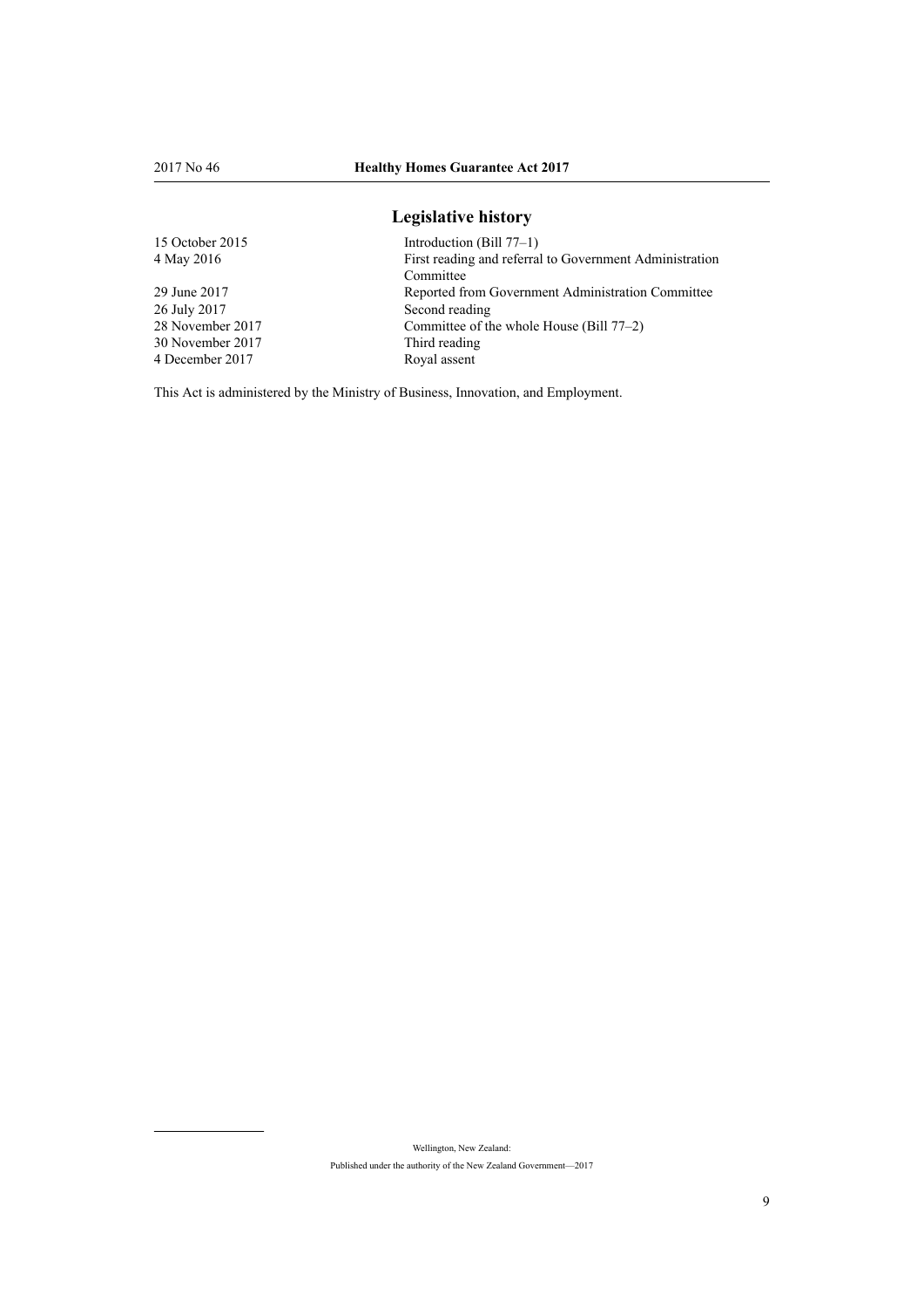## Legislative history

| | |
|---|---|
| 15 October 2015 | Introduction (Bill 77–1) |
| 4 May 2016 | First reading and referral to Government Administration Committee |
| 29 June 2017 | Reported from Government Administration Committee |
| 26 July 2017 | Second reading |
| 28 November 2017 | Committee of the whole House (Bill 77–2) |
| 30 November 2017 | Third reading |
| 4 December 2017 | Royal assent |

This Act is administered by the Ministry of Business, Innovation, and Employment.

Wellington, New Zealand:

Published under the authority of the New Zealand Government—2017